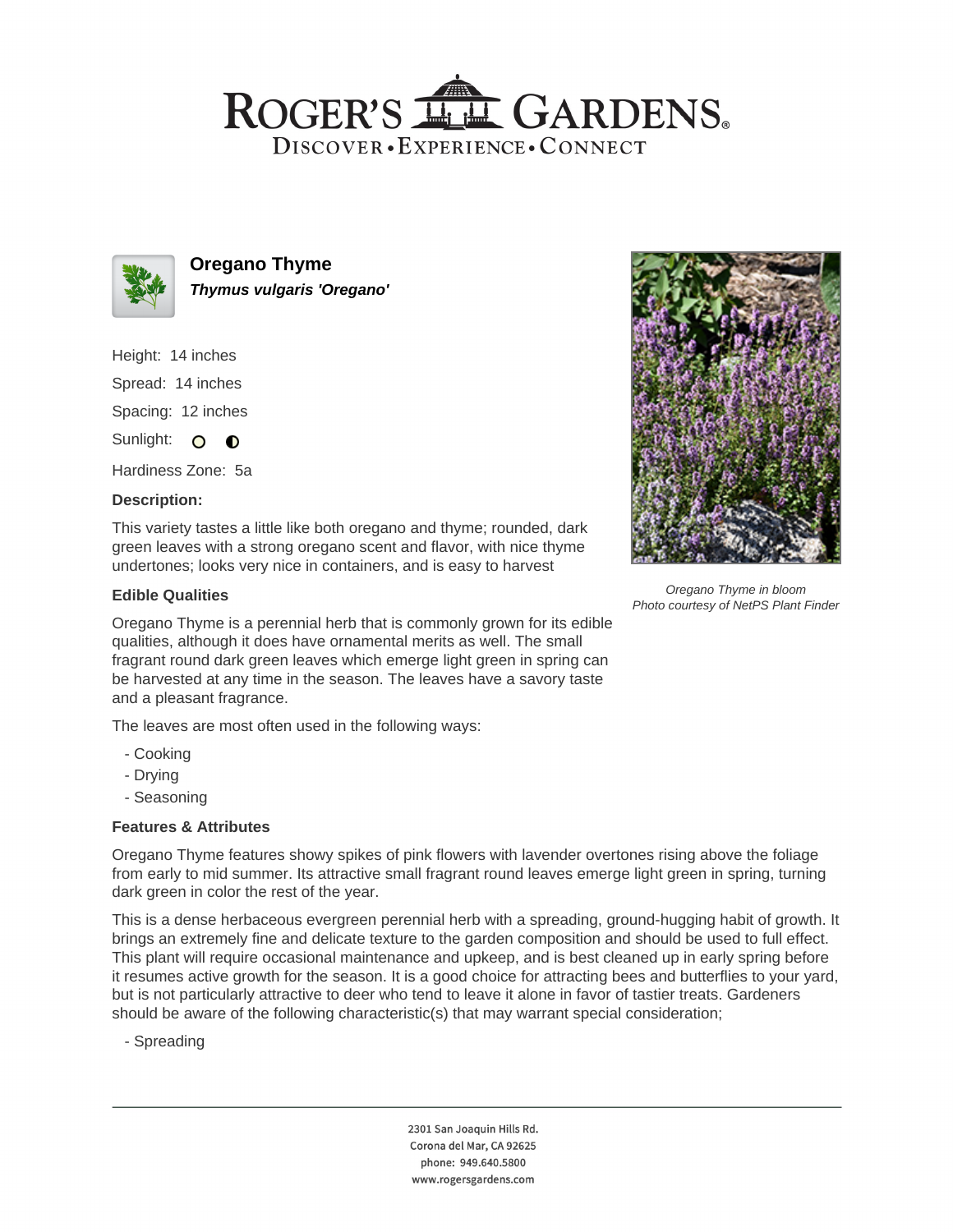# Oregano Thyme

***Thymus vulgaris 'Oregano'***

Height: 14 inches

Spread: 14 inches

Spacing: 12 inches

Sunlight:

Hardiness Zone: 5a

### Description:

This variety tastes a little like both oregano and thyme; rounded, dark green leaves with a strong oregano scent and flavor, with nice thyme undertones; looks very nice in containers, and is easy to harvest

*Oregano Thyme in bloom*
*Photo courtesy of NetPS Plant Finder*

### Edible Qualities

Oregano Thyme is a perennial herb that is commonly grown for its edible qualities, although it does have ornamental merits as well. The small fragrant round dark green leaves which emerge light green in spring can be harvested at any time in the season. The leaves have a savory taste and a pleasant fragrance.

The leaves are most often used in the following ways:

- Cooking
- Drying
- Seasoning

### Features & Attributes

Oregano Thyme features showy spikes of pink flowers with lavender overtones rising above the foliage from early to mid summer. Its attractive small fragrant round leaves emerge light green in spring, turning dark green in color the rest of the year.

This is a dense herbaceous evergreen perennial herb with a spreading, ground-hugging habit of growth. It brings an extremely fine and delicate texture to the garden composition and should be used to full effect. This plant will require occasional maintenance and upkeep, and is best cleaned up in early spring before it resumes active growth for the season. It is a good choice for attracting bees and butterflies to your yard, but is not particularly attractive to deer who tend to leave it alone in favor of tastier treats. Gardeners should be aware of the following characteristic(s) that may warrant special consideration;

- Spreading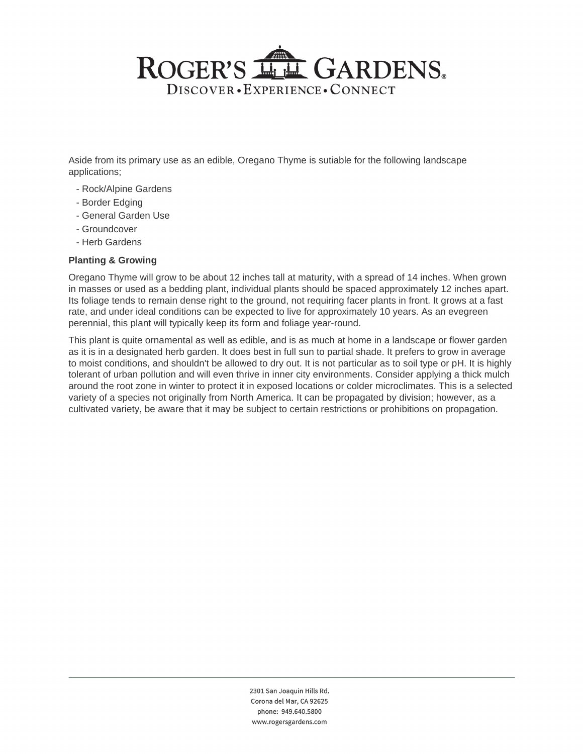Aside from its primary use as an edible, Oregano Thyme is sutiable for the following landscape applications;

- Rock/Alpine Gardens
- Border Edging
- General Garden Use
- Groundcover
- Herb Gardens

**Planting & Growing**

Oregano Thyme will grow to be about 12 inches tall at maturity, with a spread of 14 inches. When grown in masses or used as a bedding plant, individual plants should be spaced approximately 12 inches apart. Its foliage tends to remain dense right to the ground, not requiring facer plants in front. It grows at a fast rate, and under ideal conditions can be expected to live for approximately 10 years. As an evegreen perennial, this plant will typically keep its form and foliage year-round.

This plant is quite ornamental as well as edible, and is as much at home in a landscape or flower garden as it is in a designated herb garden. It does best in full sun to partial shade. It prefers to grow in average to moist conditions, and shouldn't be allowed to dry out. It is not particular as to soil type or pH. It is highly tolerant of urban pollution and will even thrive in inner city environments. Consider applying a thick mulch around the root zone in winter to protect it in exposed locations or colder microclimates. This is a selected variety of a species not originally from North America. It can be propagated by division; however, as a cultivated variety, be aware that it may be subject to certain restrictions or prohibitions on propagation.